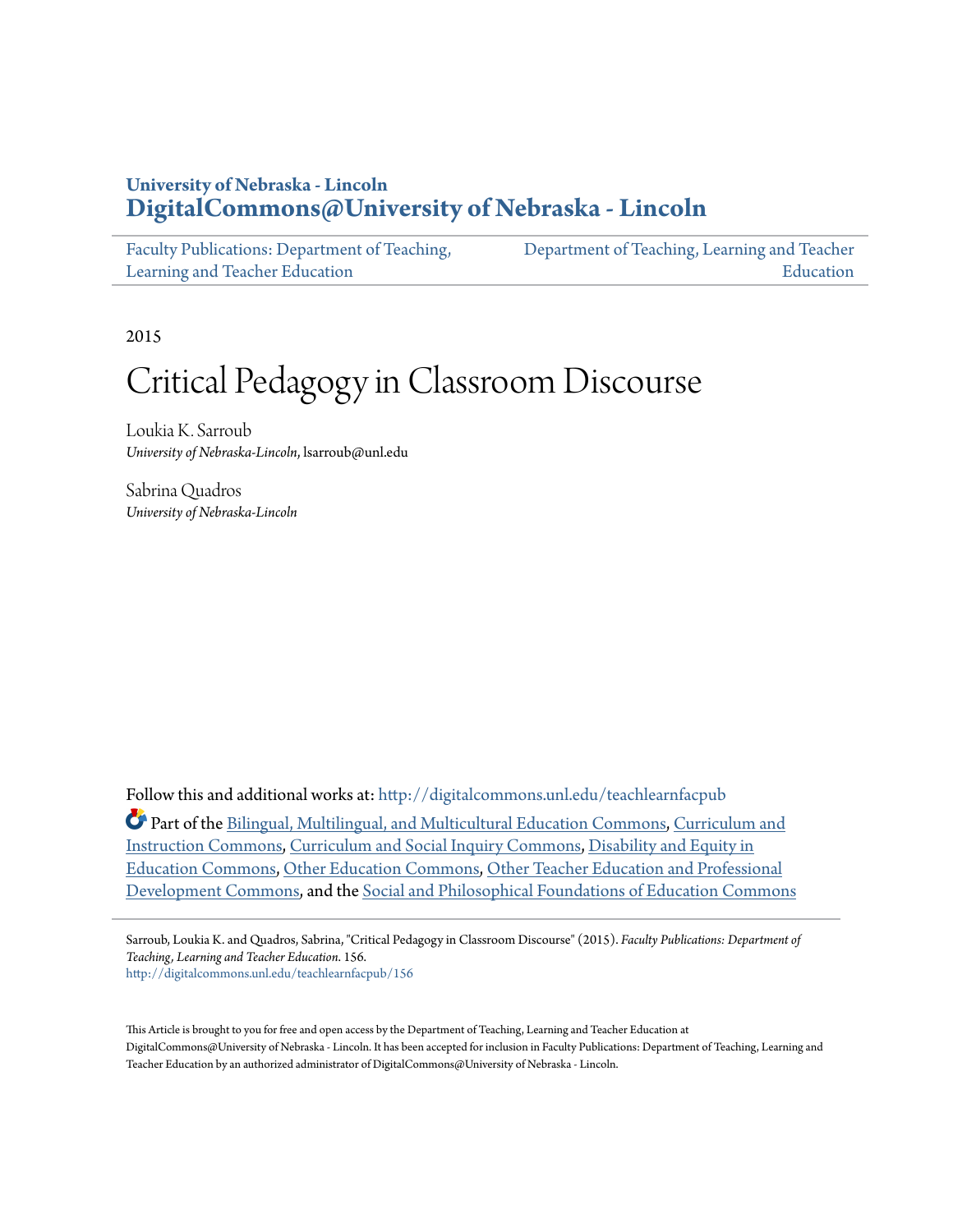University of Nebraska - Lincoln
**DigitalCommons@University of Nebraska - Lincoln**

Faculty Publications: Department of Teaching, Learning and Teacher Education | Department of Teaching, Learning and Teacher Education

2015

# Critical Pedagogy in Classroom Discourse

Loukia K. Sarroub
*University of Nebraska-Lincoln*, lsarroub@unl.edu

Sabrina Quadros
*University of Nebraska-Lincoln*

Follow this and additional works at: http://digitalcommons.unl.edu/teachlearnfacpub

Part of the Bilingual, Multilingual, and Multicultural Education Commons, Curriculum and Instruction Commons, Curriculum and Social Inquiry Commons, Disability and Equity in Education Commons, Other Education Commons, Other Teacher Education and Professional Development Commons, and the Social and Philosophical Foundations of Education Commons

Sarroub, Loukia K. and Quadros, Sabrina, "Critical Pedagogy in Classroom Discourse" (2015). *Faculty Publications: Department of Teaching, Learning and Teacher Education*. 156.
http://digitalcommons.unl.edu/teachlearnfacpub/156

This Article is brought to you for free and open access by the Department of Teaching, Learning and Teacher Education at DigitalCommons@University of Nebraska - Lincoln. It has been accepted for inclusion in Faculty Publications: Department of Teaching, Learning and Teacher Education by an authorized administrator of DigitalCommons@University of Nebraska - Lincoln.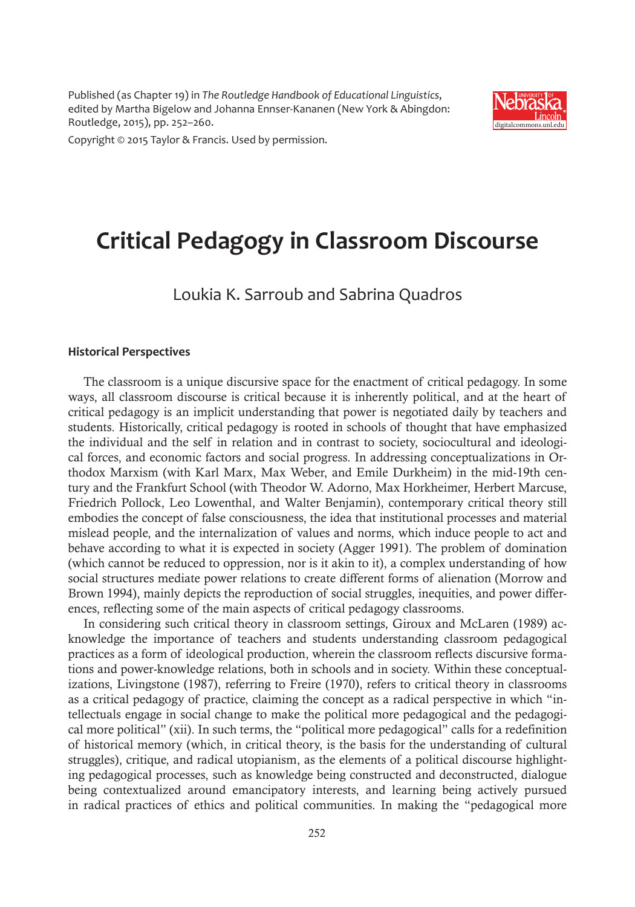Published (as Chapter 19) in *The Routledge Handbook of Educational Linguistics*, edited by Martha Bigelow and Johanna Ennser-Kananen (New York & Abingdon: Routledge, 2015), pp. 252–260.

Copyright © 2015 Taylor & Francis. Used by permission.

# Critical Pedagogy in Classroom Discourse

Loukia K. Sarroub and Sabrina Quadros

### Historical Perspectives

The classroom is a unique discursive space for the enactment of critical pedagogy. In some ways, all classroom discourse is critical because it is inherently political, and at the heart of critical pedagogy is an implicit understanding that power is negotiated daily by teachers and students. Historically, critical pedagogy is rooted in schools of thought that have emphasized the individual and the self in relation and in contrast to society, sociocultural and ideological forces, and economic factors and social progress. In addressing conceptualizations in Orthodox Marxism (with Karl Marx, Max Weber, and Emile Durkheim) in the mid-19th century and the Frankfurt School (with Theodor W. Adorno, Max Horkheimer, Herbert Marcuse, Friedrich Pollock, Leo Lowenthal, and Walter Benjamin), contemporary critical theory still embodies the concept of false consciousness, the idea that institutional processes and material mislead people, and the internalization of values and norms, which induce people to act and behave according to what it is expected in society (Agger 1991). The problem of domination (which cannot be reduced to oppression, nor is it akin to it), a complex understanding of how social structures mediate power relations to create different forms of alienation (Morrow and Brown 1994), mainly depicts the reproduction of social struggles, inequities, and power differences, reflecting some of the main aspects of critical pedagogy classrooms.

In considering such critical theory in classroom settings, Giroux and McLaren (1989) acknowledge the importance of teachers and students understanding classroom pedagogical practices as a form of ideological production, wherein the classroom reflects discursive formations and power-knowledge relations, both in schools and in society. Within these conceptualizations, Livingstone (1987), referring to Freire (1970), refers to critical theory in classrooms as a critical pedagogy of practice, claiming the concept as a radical perspective in which "intellectuals engage in social change to make the political more pedagogical and the pedagogical more political" (xii). In such terms, the "political more pedagogical" calls for a redefinition of historical memory (which, in critical theory, is the basis for the understanding of cultural struggles), critique, and radical utopianism, as the elements of a political discourse highlighting pedagogical processes, such as knowledge being constructed and deconstructed, dialogue being contextualized around emancipatory interests, and learning being actively pursued in radical practices of ethics and political communities. In making the "pedagogical more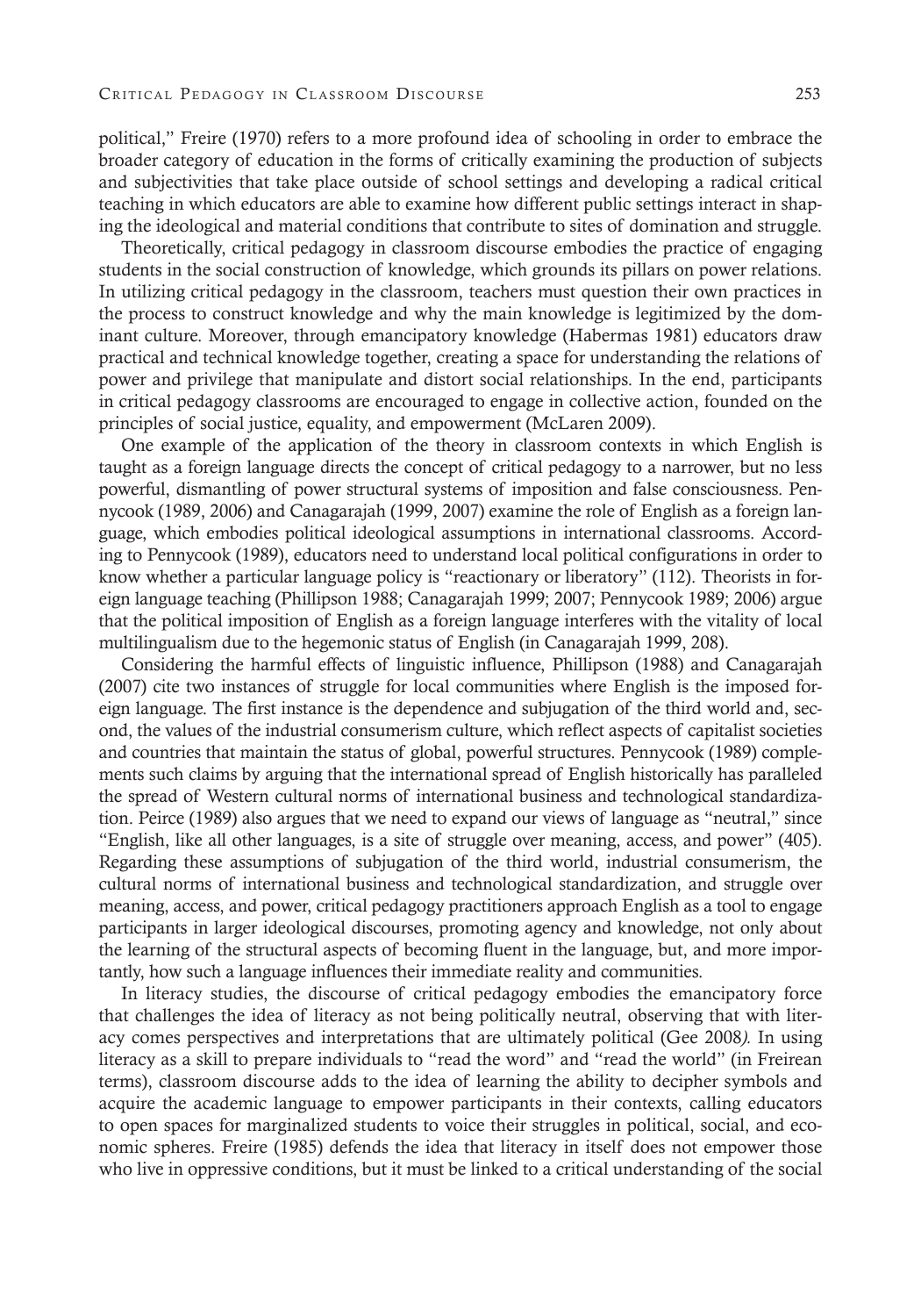political," Freire (1970) refers to a more profound idea of schooling in order to embrace the broader category of education in the forms of critically examining the production of subjects and subjectivities that take place outside of school settings and developing a radical critical teaching in which educators are able to examine how different public settings interact in shaping the ideological and material conditions that contribute to sites of domination and struggle.

Theoretically, critical pedagogy in classroom discourse embodies the practice of engaging students in the social construction of knowledge, which grounds its pillars on power relations. In utilizing critical pedagogy in the classroom, teachers must question their own practices in the process to construct knowledge and why the main knowledge is legitimized by the dominant culture. Moreover, through emancipatory knowledge (Habermas 1981) educators draw practical and technical knowledge together, creating a space for understanding the relations of power and privilege that manipulate and distort social relationships. In the end, participants in critical pedagogy classrooms are encouraged to engage in collective action, founded on the principles of social justice, equality, and empowerment (McLaren 2009).

One example of the application of the theory in classroom contexts in which English is taught as a foreign language directs the concept of critical pedagogy to a narrower, but no less powerful, dismantling of power structural systems of imposition and false consciousness. Pennycook (1989, 2006) and Canagarajah (1999, 2007) examine the role of English as a foreign language, which embodies political ideological assumptions in international classrooms. According to Pennycook (1989), educators need to understand local political configurations in order to know whether a particular language policy is "reactionary or liberatory" (112). Theorists in foreign language teaching (Phillipson 1988; Canagarajah 1999; 2007; Pennycook 1989; 2006) argue that the political imposition of English as a foreign language interferes with the vitality of local multilingualism due to the hegemonic status of English (in Canagarajah 1999, 208).

Considering the harmful effects of linguistic influence, Phillipson (1988) and Canagarajah (2007) cite two instances of struggle for local communities where English is the imposed foreign language. The first instance is the dependence and subjugation of the third world and, second, the values of the industrial consumerism culture, which reflect aspects of capitalist societies and countries that maintain the status of global, powerful structures. Pennycook (1989) complements such claims by arguing that the international spread of English historically has paralleled the spread of Western cultural norms of international business and technological standardization. Peirce (1989) also argues that we need to expand our views of language as "neutral," since "English, like all other languages, is a site of struggle over meaning, access, and power" (405). Regarding these assumptions of subjugation of the third world, industrial consumerism, the cultural norms of international business and technological standardization, and struggle over meaning, access, and power, critical pedagogy practitioners approach English as a tool to engage participants in larger ideological discourses, promoting agency and knowledge, not only about the learning of the structural aspects of becoming fluent in the language, but, and more importantly, how such a language influences their immediate reality and communities.

In literacy studies, the discourse of critical pedagogy embodies the emancipatory force that challenges the idea of literacy as not being politically neutral, observing that with literacy comes perspectives and interpretations that are ultimately political (Gee 2008). In using literacy as a skill to prepare individuals to "read the word" and "read the world" (in Freirean terms), classroom discourse adds to the idea of learning the ability to decipher symbols and acquire the academic language to empower participants in their contexts, calling educators to open spaces for marginalized students to voice their struggles in political, social, and economic spheres. Freire (1985) defends the idea that literacy in itself does not empower those who live in oppressive conditions, but it must be linked to a critical understanding of the social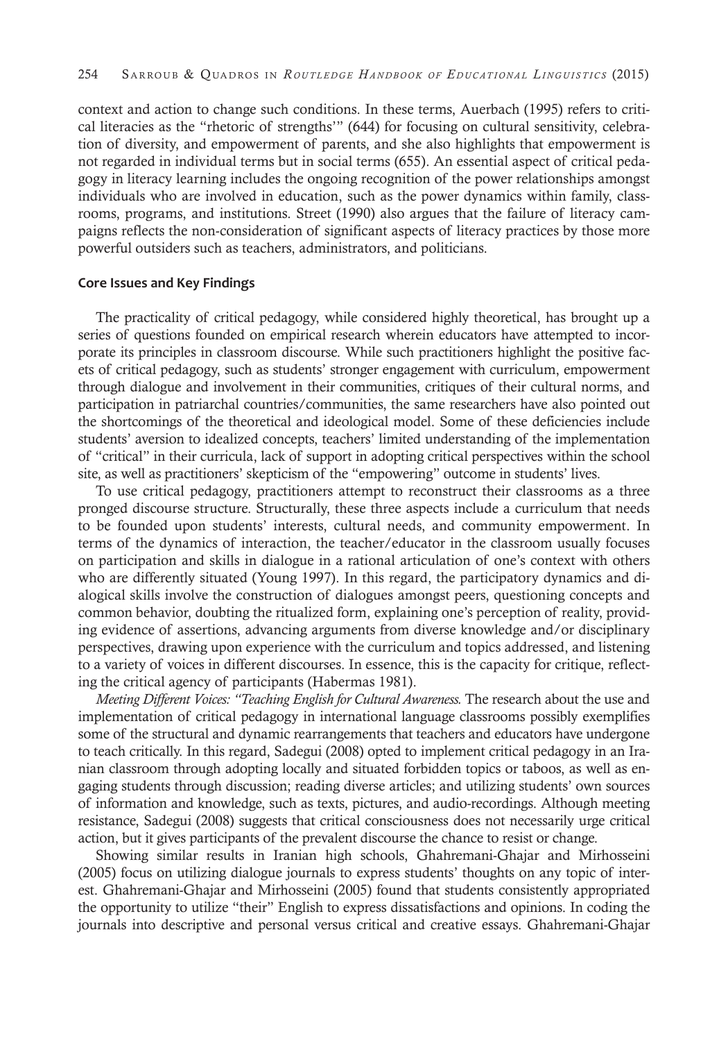context and action to change such conditions. In these terms, Auerbach (1995) refers to critical literacies as the "rhetoric of strengths'" (644) for focusing on cultural sensitivity, celebration of diversity, and empowerment of parents, and she also highlights that empowerment is not regarded in individual terms but in social terms (655). An essential aspect of critical pedagogy in literacy learning includes the ongoing recognition of the power relationships amongst individuals who are involved in education, such as the power dynamics within family, classrooms, programs, and institutions. Street (1990) also argues that the failure of literacy campaigns reflects the non-consideration of significant aspects of literacy practices by those more powerful outsiders such as teachers, administrators, and politicians.

### Core Issues and Key Findings

The practicality of critical pedagogy, while considered highly theoretical, has brought up a series of questions founded on empirical research wherein educators have attempted to incorporate its principles in classroom discourse. While such practitioners highlight the positive facets of critical pedagogy, such as students' stronger engagement with curriculum, empowerment through dialogue and involvement in their communities, critiques of their cultural norms, and participation in patriarchal countries/communities, the same researchers have also pointed out the shortcomings of the theoretical and ideological model. Some of these deficiencies include students' aversion to idealized concepts, teachers' limited understanding of the implementation of "critical" in their curricula, lack of support in adopting critical perspectives within the school site, as well as practitioners' skepticism of the "empowering" outcome in students' lives.

To use critical pedagogy, practitioners attempt to reconstruct their classrooms as a three pronged discourse structure. Structurally, these three aspects include a curriculum that needs to be founded upon students' interests, cultural needs, and community empowerment. In terms of the dynamics of interaction, the teacher/educator in the classroom usually focuses on participation and skills in dialogue in a rational articulation of one's context with others who are differently situated (Young 1997). In this regard, the participatory dynamics and dialogical skills involve the construction of dialogues amongst peers, questioning concepts and common behavior, doubting the ritualized form, explaining one's perception of reality, providing evidence of assertions, advancing arguments from diverse knowledge and/or disciplinary perspectives, drawing upon experience with the curriculum and topics addressed, and listening to a variety of voices in different discourses. In essence, this is the capacity for critique, reflecting the critical agency of participants (Habermas 1981).

*Meeting Different Voices: "Teaching English for Cultural Awareness.* The research about the use and implementation of critical pedagogy in international language classrooms possibly exemplifies some of the structural and dynamic rearrangements that teachers and educators have undergone to teach critically. In this regard, Sadegui (2008) opted to implement critical pedagogy in an Iranian classroom through adopting locally and situated forbidden topics or taboos, as well as engaging students through discussion; reading diverse articles; and utilizing students' own sources of information and knowledge, such as texts, pictures, and audio-recordings. Although meeting resistance, Sadegui (2008) suggests that critical consciousness does not necessarily urge critical action, but it gives participants of the prevalent discourse the chance to resist or change.

Showing similar results in Iranian high schools, Ghahremani-Ghajar and Mirhosseini (2005) focus on utilizing dialogue journals to express students' thoughts on any topic of interest. Ghahremani-Ghajar and Mirhosseini (2005) found that students consistently appropriated the opportunity to utilize "their" English to express dissatisfactions and opinions. In coding the journals into descriptive and personal versus critical and creative essays. Ghahremani-Ghajar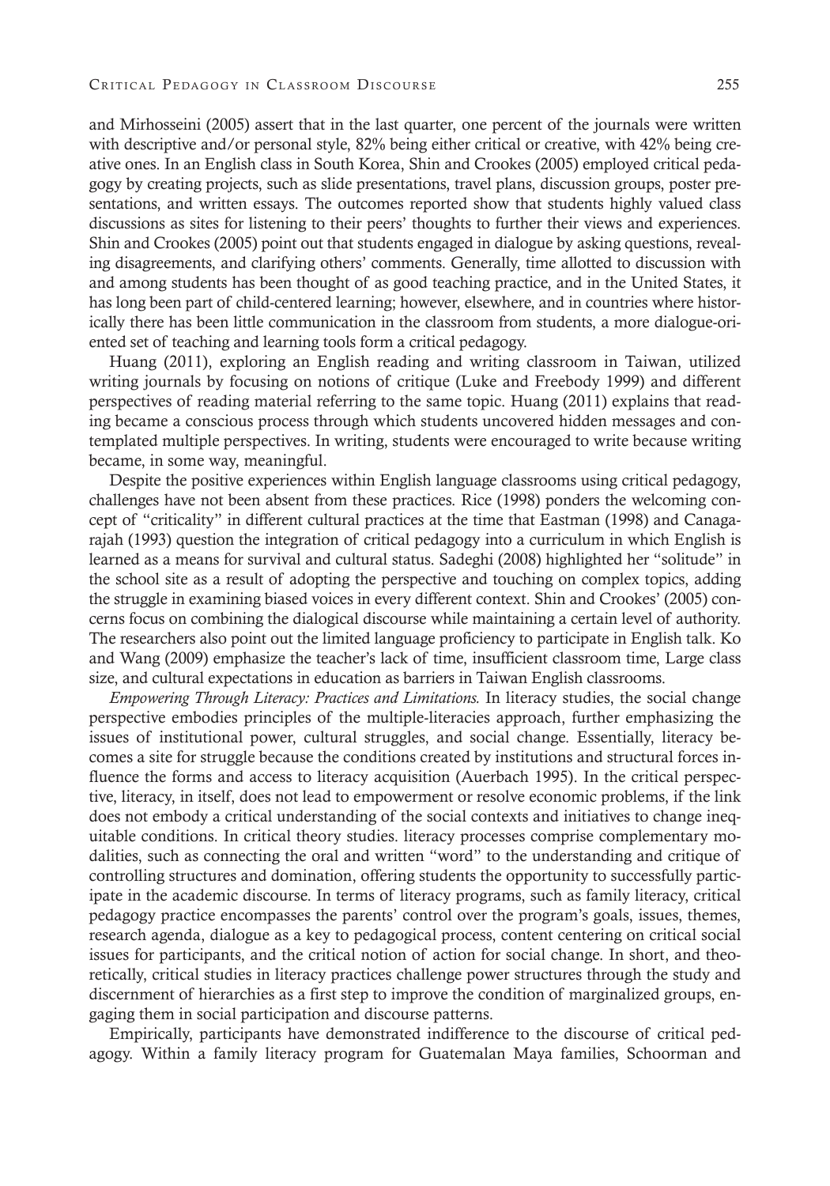and Mirhosseini (2005) assert that in the last quarter, one percent of the journals were written with descriptive and/or personal style, 82% being either critical or creative, with 42% being creative ones. In an English class in South Korea, Shin and Crookes (2005) employed critical pedagogy by creating projects, such as slide presentations, travel plans, discussion groups, poster presentations, and written essays. The outcomes reported show that students highly valued class discussions as sites for listening to their peers' thoughts to further their views and experiences. Shin and Crookes (2005) point out that students engaged in dialogue by asking questions, revealing disagreements, and clarifying others' comments. Generally, time allotted to discussion with and among students has been thought of as good teaching practice, and in the United States, it has long been part of child-centered learning; however, elsewhere, and in countries where historically there has been little communication in the classroom from students, a more dialogue-oriented set of teaching and learning tools form a critical pedagogy.

Huang (2011), exploring an English reading and writing classroom in Taiwan, utilized writing journals by focusing on notions of critique (Luke and Freebody 1999) and different perspectives of reading material referring to the same topic. Huang (2011) explains that reading became a conscious process through which students uncovered hidden messages and contemplated multiple perspectives. In writing, students were encouraged to write because writing became, in some way, meaningful.

Despite the positive experiences within English language classrooms using critical pedagogy, challenges have not been absent from these practices. Rice (1998) ponders the welcoming concept of "criticality" in different cultural practices at the time that Eastman (1998) and Canagarajah (1993) question the integration of critical pedagogy into a curriculum in which English is learned as a means for survival and cultural status. Sadeghi (2008) highlighted her "solitude" in the school site as a result of adopting the perspective and touching on complex topics, adding the struggle in examining biased voices in every different context. Shin and Crookes' (2005) concerns focus on combining the dialogical discourse while maintaining a certain level of authority. The researchers also point out the limited language proficiency to participate in English talk. Ko and Wang (2009) emphasize the teacher's lack of time, insufficient classroom time, Large class size, and cultural expectations in education as barriers in Taiwan English classrooms.

*Empowering Through Literacy: Practices and Limitations.* In literacy studies, the social change perspective embodies principles of the multiple-literacies approach, further emphasizing the issues of institutional power, cultural struggles, and social change. Essentially, literacy becomes a site for struggle because the conditions created by institutions and structural forces influence the forms and access to literacy acquisition (Auerbach 1995). In the critical perspective, literacy, in itself, does not lead to empowerment or resolve economic problems, if the link does not embody a critical understanding of the social contexts and initiatives to change inequitable conditions. In critical theory studies. literacy processes comprise complementary modalities, such as connecting the oral and written "word" to the understanding and critique of controlling structures and domination, offering students the opportunity to successfully participate in the academic discourse. In terms of literacy programs, such as family literacy, critical pedagogy practice encompasses the parents' control over the program's goals, issues, themes, research agenda, dialogue as a key to pedagogical process, content centering on critical social issues for participants, and the critical notion of action for social change. In short, and theoretically, critical studies in literacy practices challenge power structures through the study and discernment of hierarchies as a first step to improve the condition of marginalized groups, engaging them in social participation and discourse patterns.

Empirically, participants have demonstrated indifference to the discourse of critical pedagogy. Within a family literacy program for Guatemalan Maya families, Schoorman and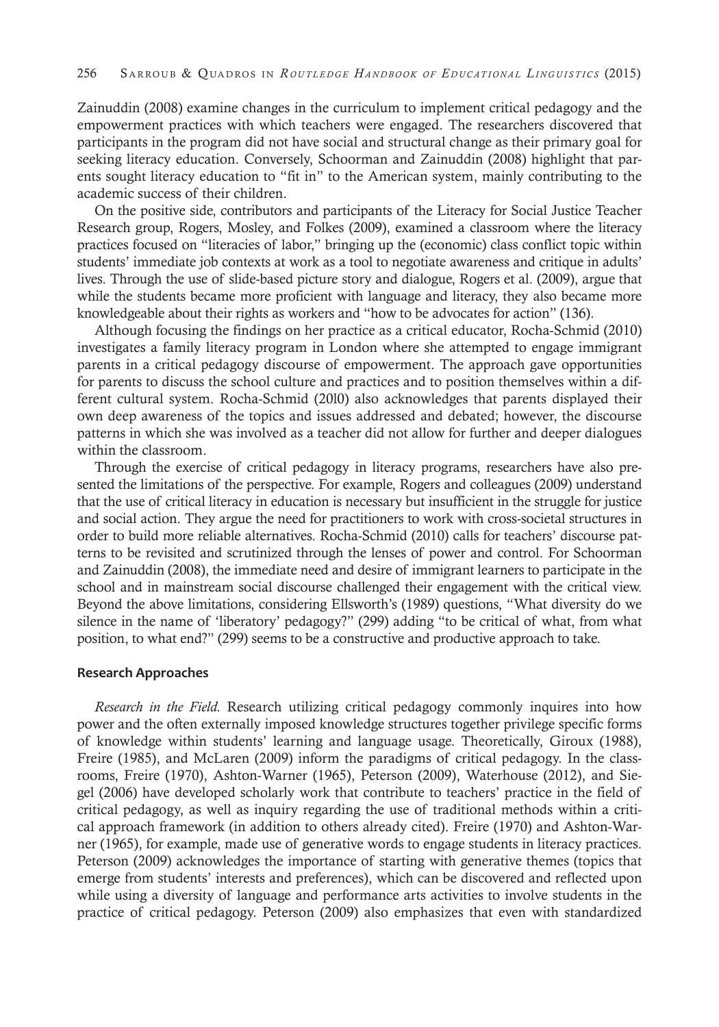Zainuddin (2008) examine changes in the curriculum to implement critical pedagogy and the empowerment practices with which teachers were engaged. The researchers discovered that participants in the program did not have social and structural change as their primary goal for seeking literacy education. Conversely, Schoorman and Zainuddin (2008) highlight that parents sought literacy education to "fit in" to the American system, mainly contributing to the academic success of their children.

On the positive side, contributors and participants of the Literacy for Social Justice Teacher Research group, Rogers, Mosley, and Folkes (2009), examined a classroom where the literacy practices focused on "literacies of labor," bringing up the (economic) class conflict topic within students' immediate job contexts at work as a tool to negotiate awareness and critique in adults' lives. Through the use of slide-based picture story and dialogue, Rogers et al. (2009), argue that while the students became more proficient with language and literacy, they also became more knowledgeable about their rights as workers and "how to be advocates for action" (136).

Although focusing the findings on her practice as a critical educator, Rocha-Schmid (2010) investigates a family literacy program in London where she attempted to engage immigrant parents in a critical pedagogy discourse of empowerment. The approach gave opportunities for parents to discuss the school culture and practices and to position themselves within a different cultural system. Rocha-Schmid (20l0) also acknowledges that parents displayed their own deep awareness of the topics and issues addressed and debated; however, the discourse patterns in which she was involved as a teacher did not allow for further and deeper dialogues within the classroom.

Through the exercise of critical pedagogy in literacy programs, researchers have also presented the limitations of the perspective. For example, Rogers and colleagues (2009) understand that the use of critical literacy in education is necessary but insufficient in the struggle for justice and social action. They argue the need for practitioners to work with cross-societal structures in order to build more reliable alternatives. Rocha-Schmid (2010) calls for teachers' discourse patterns to be revisited and scrutinized through the lenses of power and control. For Schoorman and Zainuddin (2008), the immediate need and desire of immigrant learners to participate in the school and in mainstream social discourse challenged their engagement with the critical view. Beyond the above limitations, considering Ellsworth's (1989) questions, "What diversity do we silence in the name of 'liberatory' pedagogy?" (299) adding "to be critical of what, from what position, to what end?" (299) seems to be a constructive and productive approach to take.

## Research Approaches

*Research in the Field.* Research utilizing critical pedagogy commonly inquires into how power and the often externally imposed knowledge structures together privilege specific forms of knowledge within students' learning and language usage. Theoretically, Giroux (1988), Freire (1985), and McLaren (2009) inform the paradigms of critical pedagogy. In the classrooms, Freire (1970), Ashton-Warner (1965), Peterson (2009), Waterhouse (2012), and Siegel (2006) have developed scholarly work that contribute to teachers' practice in the field of critical pedagogy, as well as inquiry regarding the use of traditional methods within a critical approach framework (in addition to others already cited). Freire (1970) and Ashton-Warner (1965), for example, made use of generative words to engage students in literacy practices. Peterson (2009) acknowledges the importance of starting with generative themes (topics that emerge from students' interests and preferences), which can be discovered and reflected upon while using a diversity of language and performance arts activities to involve students in the practice of critical pedagogy. Peterson (2009) also emphasizes that even with standardized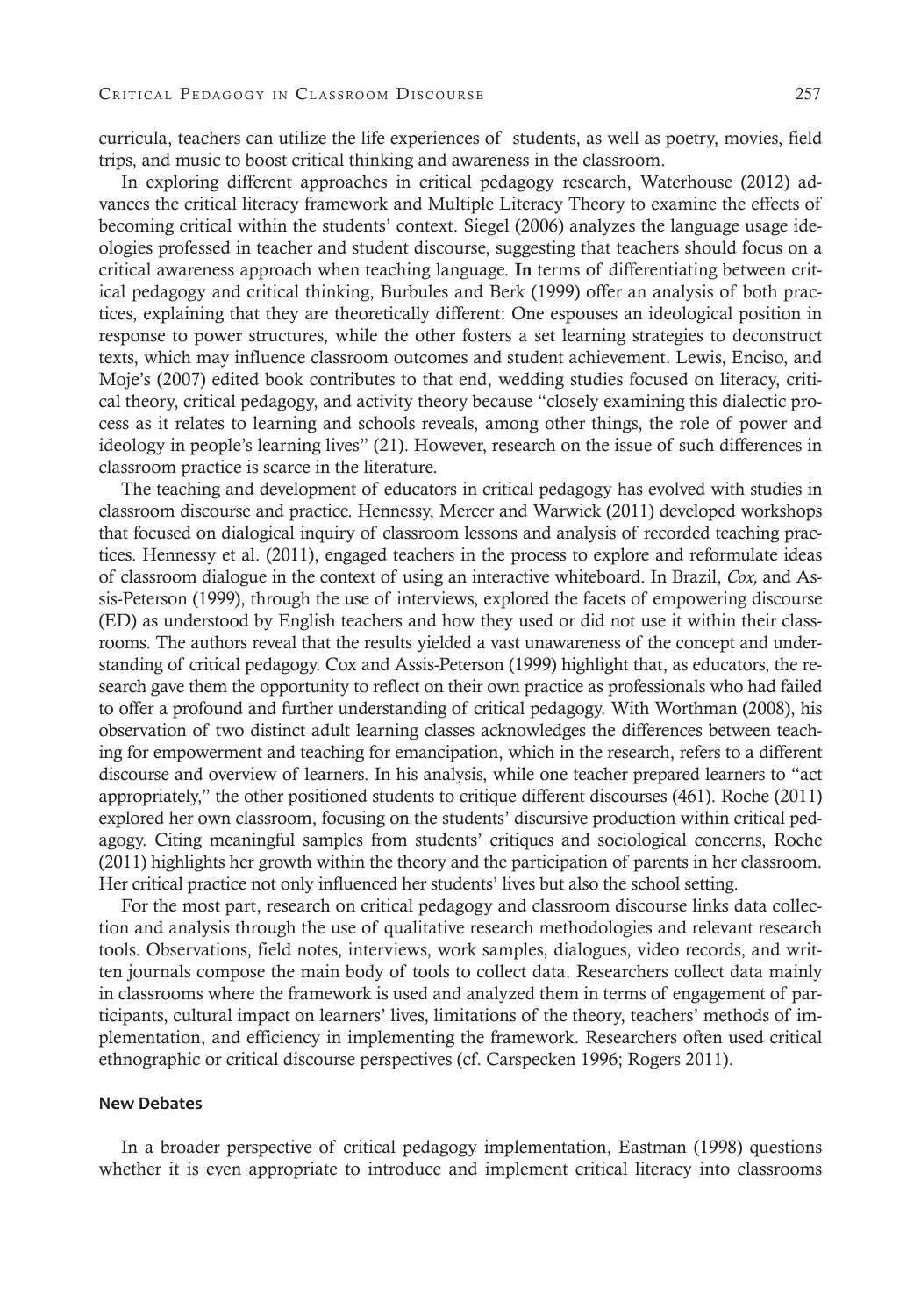curricula, teachers can utilize the life experiences of students, as well as poetry, movies, field trips, and music to boost critical thinking and awareness in the classroom.

In exploring different approaches in critical pedagogy research, Waterhouse (2012) advances the critical literacy framework and Multiple Literacy Theory to examine the effects of becoming critical within the students' context. Siegel (2006) analyzes the language usage ideologies professed in teacher and student discourse, suggesting that teachers should focus on a critical awareness approach when teaching language. **In** terms of differentiating between critical pedagogy and critical thinking, Burbules and Berk (1999) offer an analysis of both practices, explaining that they are theoretically different: One espouses an ideological position in response to power structures, while the other fosters a set learning strategies to deconstruct texts, which may influence classroom outcomes and student achievement. Lewis, Enciso, and Moje's (2007) edited book contributes to that end, wedding studies focused on literacy, critical theory, critical pedagogy, and activity theory because "closely examining this dialectic process as it relates to learning and schools reveals, among other things, the role of power and ideology in people's learning lives" (21). However, research on the issue of such differences in classroom practice is scarce in the literature.

The teaching and development of educators in critical pedagogy has evolved with studies in classroom discourse and practice. Hennessy, Mercer and Warwick (2011) developed workshops that focused on dialogical inquiry of classroom lessons and analysis of recorded teaching practices. Hennessy et al. (2011), engaged teachers in the process to explore and reformulate ideas of classroom dialogue in the context of using an interactive whiteboard. In Brazil, *Cox,* and Assis-Peterson (1999), through the use of interviews, explored the facets of empowering discourse (ED) as understood by English teachers and how they used or did not use it within their classrooms. The authors reveal that the results yielded a vast unawareness of the concept and understanding of critical pedagogy. Cox and Assis-Peterson (1999) highlight that, as educators, the research gave them the opportunity to reflect on their own practice as professionals who had failed to offer a profound and further understanding of critical pedagogy. With Worthman (2008), his observation of two distinct adult learning classes acknowledges the differences between teaching for empowerment and teaching for emancipation, which in the research, refers to a different discourse and overview of learners. In his analysis, while one teacher prepared learners to "act appropriately," the other positioned students to critique different discourses (461). Roche (2011) explored her own classroom, focusing on the students' discursive production within critical pedagogy. Citing meaningful samples from students' critiques and sociological concerns, Roche (2011) highlights her growth within the theory and the participation of parents in her classroom. Her critical practice not only influenced her students' lives but also the school setting.

For the most part, research on critical pedagogy and classroom discourse links data collection and analysis through the use of qualitative research methodologies and relevant research tools. Observations, field notes, interviews, work samples, dialogues, video records, and written journals compose the main body of tools to collect data. Researchers collect data mainly in classrooms where the framework is used and analyzed them in terms of engagement of participants, cultural impact on learners' lives, limitations of the theory, teachers' methods of implementation, and efficiency in implementing the framework. Researchers often used critical ethnographic or critical discourse perspectives (cf. Carspecken 1996; Rogers 2011).

## New Debates

In a broader perspective of critical pedagogy implementation, Eastman (1998) questions whether it is even appropriate to introduce and implement critical literacy into classrooms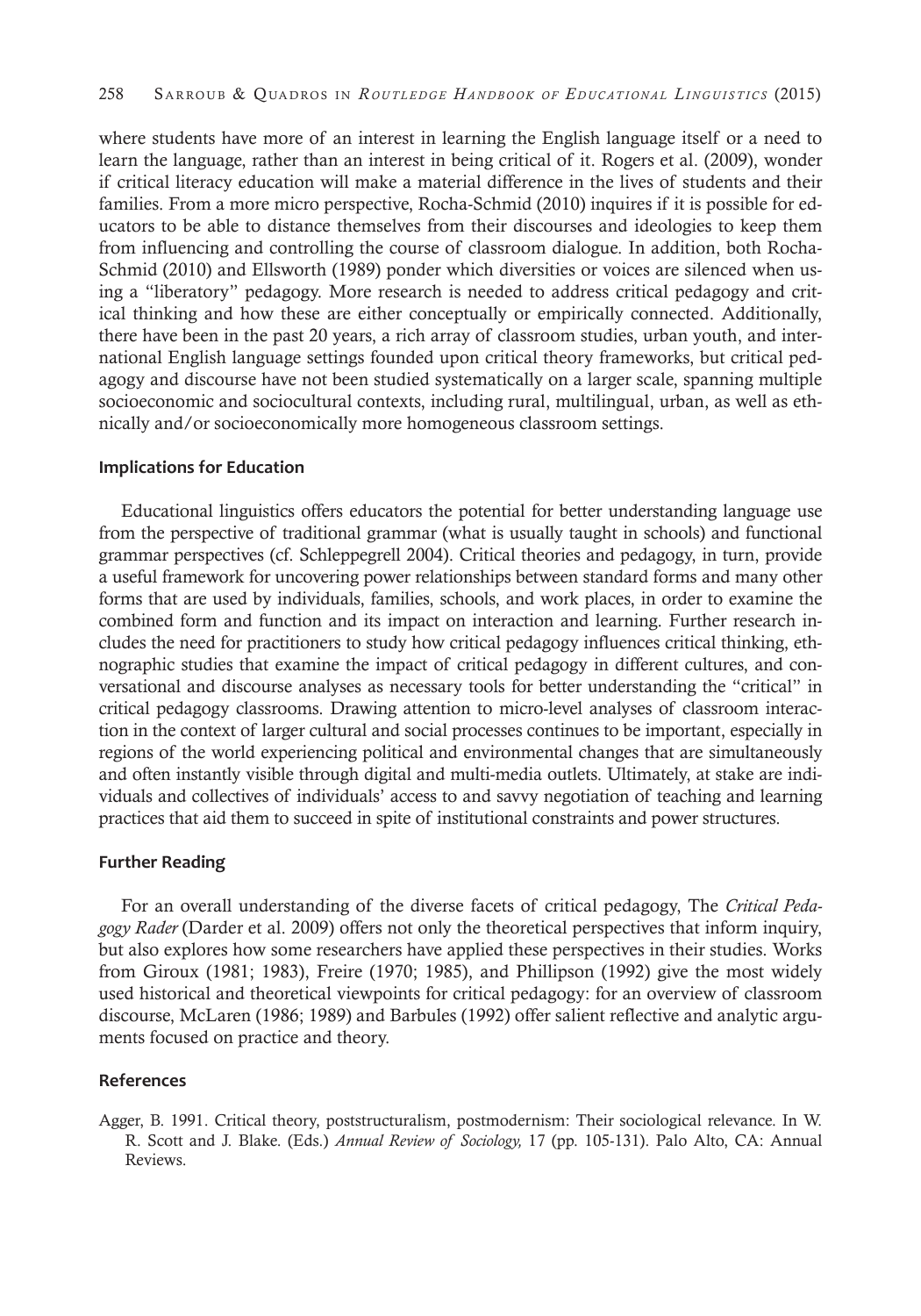where students have more of an interest in learning the English language itself or a need to learn the language, rather than an interest in being critical of it. Rogers et al. (2009), wonder if critical literacy education will make a material difference in the lives of students and their families. From a more micro perspective, Rocha-Schmid (2010) inquires if it is possible for educators to be able to distance themselves from their discourses and ideologies to keep them from influencing and controlling the course of classroom dialogue. In addition, both Rocha-Schmid (2010) and Ellsworth (1989) ponder which diversities or voices are silenced when using a "liberatory" pedagogy. More research is needed to address critical pedagogy and critical thinking and how these are either conceptually or empirically connected. Additionally, there have been in the past 20 years, a rich array of classroom studies, urban youth, and international English language settings founded upon critical theory frameworks, but critical pedagogy and discourse have not been studied systematically on a larger scale, spanning multiple socioeconomic and sociocultural contexts, including rural, multilingual, urban, as well as ethnically and/or socioeconomically more homogeneous classroom settings.

## Implications for Education

Educational linguistics offers educators the potential for better understanding language use from the perspective of traditional grammar (what is usually taught in schools) and functional grammar perspectives (cf. Schleppegrell 2004). Critical theories and pedagogy, in turn, provide a useful framework for uncovering power relationships between standard forms and many other forms that are used by individuals, families, schools, and work places, in order to examine the combined form and function and its impact on interaction and learning. Further research includes the need for practitioners to study how critical pedagogy influences critical thinking, ethnographic studies that examine the impact of critical pedagogy in different cultures, and conversational and discourse analyses as necessary tools for better understanding the "critical" in critical pedagogy classrooms. Drawing attention to micro-level analyses of classroom interaction in the context of larger cultural and social processes continues to be important, especially in regions of the world experiencing political and environmental changes that are simultaneously and often instantly visible through digital and multi-media outlets. Ultimately, at stake are individuals and collectives of individuals' access to and savvy negotiation of teaching and learning practices that aid them to succeed in spite of institutional constraints and power structures.

## Further Reading

For an overall understanding of the diverse facets of critical pedagogy, The *Critical Pedagogy Rader* (Darder et al. 2009) offers not only the theoretical perspectives that inform inquiry, but also explores how some researchers have applied these perspectives in their studies. Works from Giroux (1981; 1983), Freire (1970; 1985), and Phillipson (1992) give the most widely used historical and theoretical viewpoints for critical pedagogy: for an overview of classroom discourse, McLaren (1986; 1989) and Barbules (1992) offer salient reflective and analytic arguments focused on practice and theory.

## References

Agger, B. 1991. Critical theory, poststructuralism, postmodernism: Their sociological relevance. In W. R. Scott and J. Blake. (Eds.) *Annual Review of Sociology,* 17 (pp. 105-131). Palo Alto, CA: Annual Reviews.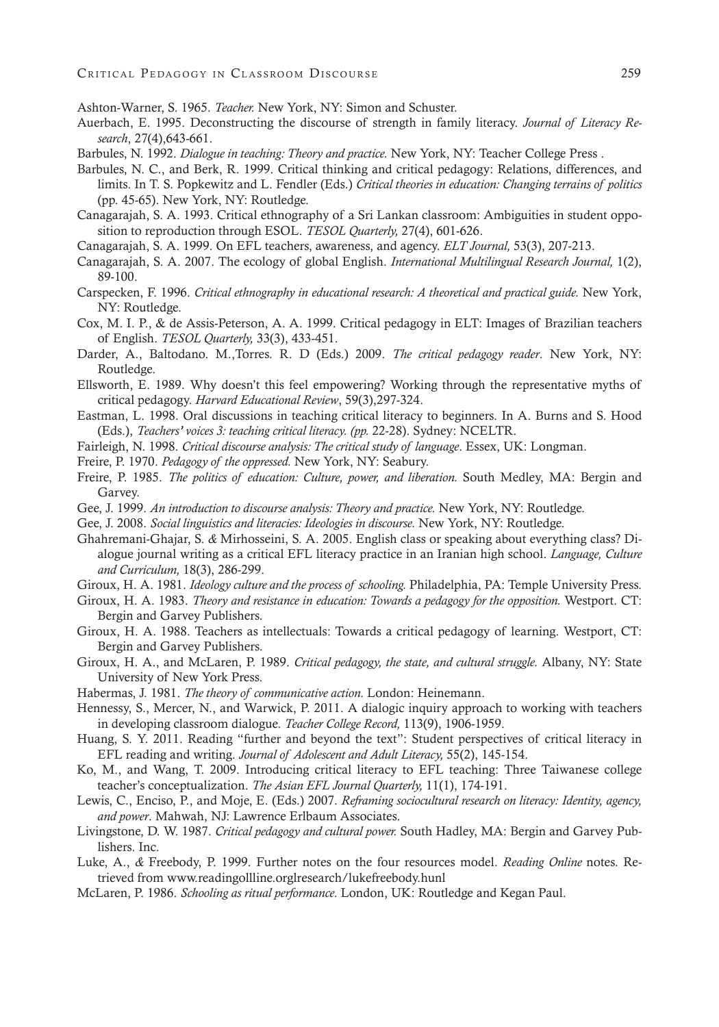Ashton-Warner, S. 1965. *Teacher.* New York, NY: Simon and Schuster.

Auerbach, E. 1995. Deconstructing the discourse of strength in family literacy. *Journal of Literacy Research*, 27(4),643-661.

Barbules, N. 1992. *Dialogue in teaching: Theory and practice.* New York, NY: Teacher College Press .

Barbules, N. C., and Berk, R. 1999. Critical thinking and critical pedagogy: Relations, differences, and limits. In T. S. Popkewitz and L. Fendler (Eds.) *Critical theories in education: Changing terrains of politics* (pp. 45-65). New York, NY: Routledge.

Canagarajah, S. A. 1993. Critical ethnography of a Sri Lankan classroom: Ambiguities in student opposition to reproduction through ESOL. *TESOL Quarterly,* 27(4), 601-626.

Canagarajah, S. A. 1999. On EFL teachers, awareness, and agency. *ELT Journal,* 53(3), 207-213.

Canagarajah, S. A. 2007. The ecology of global English. *International Multilingual Research Journal,* 1(2), 89-100.

Carspecken, F. 1996. *Critical ethnography in educational research: A theoretical and practical guide.* New York, NY: Routledge.

Cox, M. I. P., & de Assis-Peterson, A. A. 1999. Critical pedagogy in ELT: Images of Brazilian teachers of English. *TESOL Quarterly,* 33(3), 433-451.

Darder, A., Baltodano. M.,Torres. R. D (Eds.) 2009. *The critical pedagogy reader*. New York, NY: Routledge.

Ellsworth, E. 1989. Why doesn't this feel empowering? Working through the representative myths of critical pedagogy. *Harvard Educational Review*, 59(3),297-324.

Eastman, L. 1998. Oral discussions in teaching critical literacy to beginners. In A. Burns and S. Hood (Eds.), *Teachers' voices 3: teaching critical literacy. (pp.* 22-28). Sydney: NCELTR.

Fairleigh, N. 1998. *Critical discourse analysis: The critical study of language*. Essex, UK: Longman.

Freire, P. 1970. *Pedagogy of the oppressed.* New York, NY: Seabury.

Freire, P. 1985. *The politics of education: Culture, power, and liberation.* South Medley, MA: Bergin and Garvey.

Gee, J. 1999. *An introduction to discourse analysis: Theory and practice.* New York, NY: Routledge.

Gee, J. 2008. *Social linguistics and literacies: Ideologies in discourse.* New York, NY: Routledge.

Ghahremani-Ghajar, S. *&* Mirhosseini, S. A. 2005. English class or speaking about everything class? Dialogue journal writing as a critical EFL literacy practice in an Iranian high school. *Language, Culture and Curriculum,* 18(3), 286-299.

Giroux, H. A. 1981. *Ideology culture and the process of schooling.* Philadelphia, PA: Temple University Press.

Giroux, H. A. 1983. *Theory and resistance in education: Towards a pedagogy for the opposition.* Westport. CT: Bergin and Garvey Publishers.

Giroux, H. A. 1988. Teachers as intellectuals: Towards a critical pedagogy of learning. Westport, CT: Bergin and Garvey Publishers.

Giroux, H. A., and McLaren, P. 1989. *Critical pedagogy, the state, and cultural struggle.* Albany, NY: State University of New York Press.

Habermas, J. 1981. *The theory of communicative action.* London: Heinemann.

Hennessy, S., Mercer, N., and Warwick, P. 2011. A dialogic inquiry approach to working with teachers in developing classroom dialogue. *Teacher College Record,* 113(9), 1906-1959.

Huang, S. Y. 2011. Reading "further and beyond the text": Student perspectives of critical literacy in EFL reading and writing. *Journal of Adolescent and Adult Literacy,* 55(2), 145-154.

Ko, M., and Wang, T. 2009. Introducing critical literacy to EFL teaching: Three Taiwanese college teacher's conceptualization. *The Asian EFL Journal Quarterly,* 11(1), 174-191.

Lewis, C., Enciso, P., and Moje, E. (Eds.) 2007. *Reframing sociocultural research on literacy: Identity, agency, and power*. Mahwah, NJ: Lawrence Erlbaum Associates.

Livingstone, D. W. 1987. *Critical pedagogy and cultural power.* South Hadley, MA: Bergin and Garvey Publishers. Inc.

Luke, A., *&* Freebody, P. 1999. Further notes on the four resources model. *Reading Online* notes. Retrieved from www.readingollline.orglresearch/lukefreebody.hunl

McLaren, P. 1986. *Schooling as ritual performance.* London, UK: Routledge and Kegan Paul.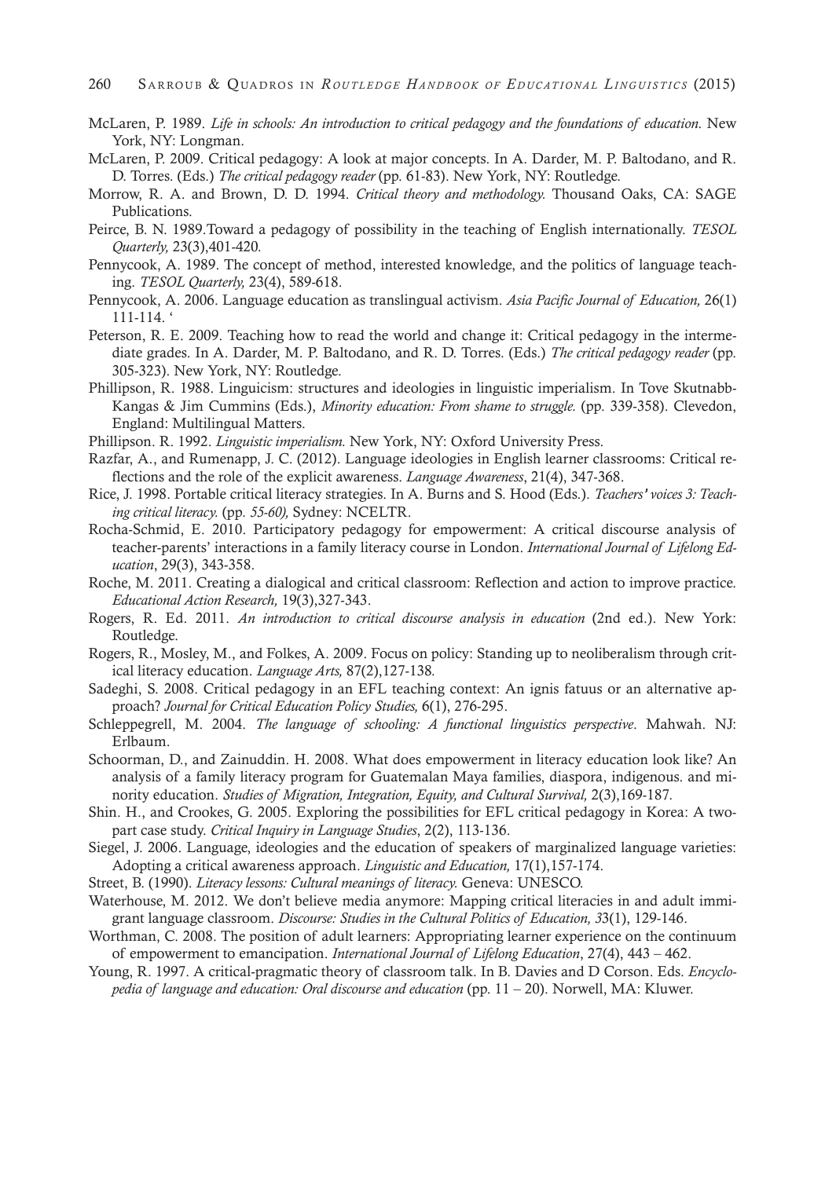McLaren, P. 1989. *Life in schools: An introduction to critical pedagogy and the foundations of education.* New York, NY: Longman.

McLaren, P. 2009. Critical pedagogy: A look at major concepts. In A. Darder, M. P. Baltodano, and R. D. Torres. (Eds.) *The critical pedagogy reader* (pp. 61-83). New York, NY: Routledge.

Morrow, R. A. and Brown, D. D. 1994. *Critical theory and methodology.* Thousand Oaks, CA: SAGE Publications.

Peirce, B. N. 1989.Toward a pedagogy of possibility in the teaching of English internationally. *TESOL Quarterly,* 23(3),401-420.

Pennycook, A. 1989. The concept of method, interested knowledge, and the politics of language teaching. *TESOL Quarterly,* 23(4), 589-618.

Pennycook, A. 2006. Language education as translingual activism. *Asia Pacific Journal of Education,* 26(1) 111-114. '

Peterson, R. E. 2009. Teaching how to read the world and change it: Critical pedagogy in the intermediate grades. In A. Darder, M. P. Baltodano, and R. D. Torres. (Eds.) *The critical pedagogy reader* (pp. 305-323). New York, NY: Routledge.

Phillipson, R. 1988. Linguicism: structures and ideologies in linguistic imperialism. In Tove Skutnabb-Kangas & Jim Cummins (Eds.), *Minority education: From shame to struggle.* (pp. 339-358). Clevedon, England: Multilingual Matters.

Phillipson. R. 1992. *Linguistic imperialism.* New York, NY: Oxford University Press.

Razfar, A., and Rumenapp, J. C. (2012). Language ideologies in English learner classrooms: Critical reflections and the role of the explicit awareness. *Language Awareness*, 21(4), 347-368.

Rice, J. 1998. Portable critical literacy strategies. In A. Burns and S. Hood (Eds.). *Teachers' voices 3: Teaching critical literacy.* (pp. *55-60),* Sydney: NCELTR.

Rocha-Schmid, E. 2010. Participatory pedagogy for empowerment: A critical discourse analysis of teacher-parents' interactions in a family literacy course in London. *International Journal of Lifelong Education*, 29(3), 343-358.

Roche, M. 2011. Creating a dialogical and critical classroom: Reflection and action to improve practice. *Educational Action Research,* 19(3),327-343.

Rogers, R. Ed. 2011. *An introduction to critical discourse analysis in education* (2nd ed.). New York: Routledge.

Rogers, R., Mosley, M., and Folkes, A. 2009. Focus on policy: Standing up to neoliberalism through critical literacy education. *Language Arts,* 87(2),127-138.

Sadeghi, S. 2008. Critical pedagogy in an EFL teaching context: An ignis fatuus or an alternative approach? *Journal for Critical Education Policy Studies,* 6(1), 276-295.

Schleppegrell, M. 2004. *The language of schooling: A functional linguistics perspective*. Mahwah. NJ: Erlbaum.

Schoorman, D., and Zainuddin. H. 2008. What does empowerment in literacy education look like? An analysis of a family literacy program for Guatemalan Maya families, diaspora, indigenous. and minority education. *Studies of Migration, Integration, Equity, and Cultural Survival,* 2(3),169-187.

Shin. H., and Crookes, G. 2005. Exploring the possibilities for EFL critical pedagogy in Korea: A two-part case study. *Critical Inquiry in Language Studies*, 2(2), 113-136.

Siegel, J. 2006. Language, ideologies and the education of speakers of marginalized language varieties: Adopting a critical awareness approach. *Linguistic and Education,* 17(1),157-174.

Street, B. (1990). *Literacy lessons: Cultural meanings of literacy.* Geneva: UNESCO.

Waterhouse, M. 2012. We don't believe media anymore: Mapping critical literacies in and adult immigrant language classroom. *Discourse: Studies in the Cultural Politics of Education, 3*3(1), 129-146.

Worthman, C. 2008. The position of adult learners: Appropriating learner experience on the continuum of empowerment to emancipation. *International Journal of Lifelong Education*, 27(4), 443 – 462.

Young, R. 1997. A critical-pragmatic theory of classroom talk. In B. Davies and D Corson. Eds. *Encyclopedia of language and education: Oral discourse and education* (pp. 11 – 20). Norwell, MA: Kluwer.